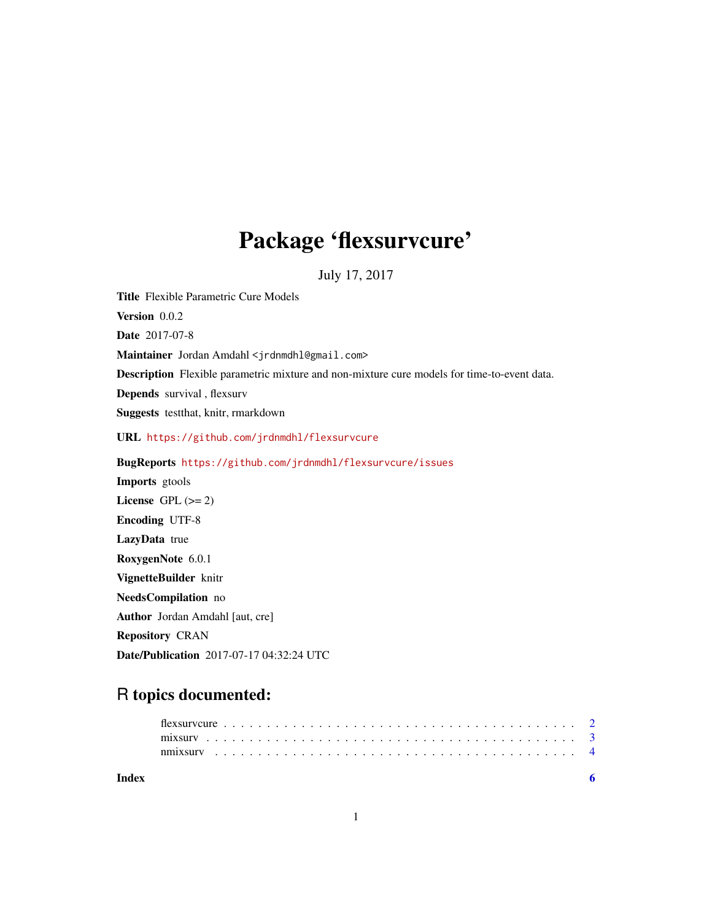# Package 'flexsurvcure'

July 17, 2017

**Title** Flexible Parametric Cure Models

**Version** 0.0.2

**Date** 2017-07-8

**Maintainer** Jordan Amdahl <jrdnmdhl@gmail.com>

**Description** Flexible parametric mixture and non-mixture cure models for time-to-event data.

**Depends** survival , flexsurv

**Suggests** testthat, knitr, rmarkdown

**URL** https://github.com/jrdnmdhl/flexsurvcure

**BugReports** https://github.com/jrdnmdhl/flexsurvcure/issues

**Imports** gtools

**License** GPL (>= 2)

**Encoding** UTF-8

**LazyData** true

**RoxygenNote** 6.0.1

**VignetteBuilder** knitr

**NeedsCompilation** no

**Author** Jordan Amdahl [aut, cre]

**Repository** CRAN

**Date/Publication** 2017-07-17 04:32:24 UTC

## R topics documented:

flexsurvcure . . . . . . . . . . . . . . . . . . . . . . . . . . . . . . . . . . . . . . . 2
mixsurv . . . . . . . . . . . . . . . . . . . . . . . . . . . . . . . . . . . . . . . . . . 3
nmixsurv . . . . . . . . . . . . . . . . . . . . . . . . . . . . . . . . . . . . . . . . . 4

**Index** 6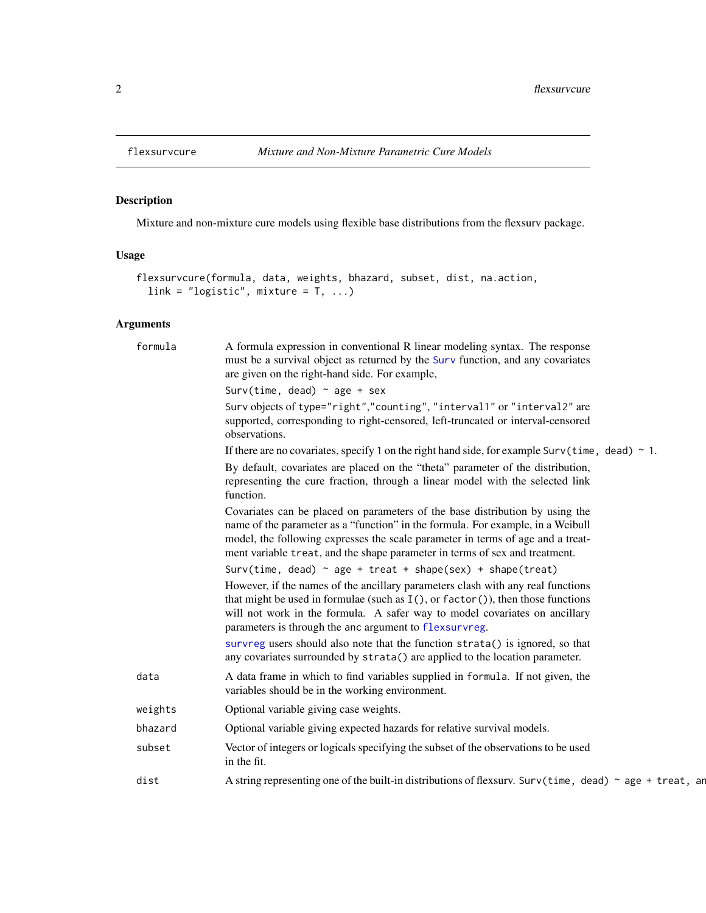## flexsurvcure — *Mixture and Non-Mixture Parametric Cure Models*

### Description

Mixture and non-mixture cure models using flexible base distributions from the flexsurv package.

### Usage

```
flexsurvcure(formula, data, weights, bhazard, subset, dist, na.action,
  link = "logistic", mixture = T, ...)
```

### Arguments

**formula**
A formula expression in conventional R linear modeling syntax. The response must be a survival object as returned by the Surv function, and any covariates are given on the right-hand side. For example,

`Surv(time, dead) ~ age + sex`

Surv objects of type="right","counting", "interval1" or "interval2" are supported, corresponding to right-censored, left-truncated or interval-censored observations.

If there are no covariates, specify 1 on the right hand side, for example `Surv(time, dead) ~ 1`.

By default, covariates are placed on the "theta" parameter of the distribution, representing the cure fraction, through a linear model with the selected link function.

Covariates can be placed on parameters of the base distribution by using the name of the parameter as a "function" in the formula. For example, in a Weibull model, the following expresses the scale parameter in terms of age and a treatment variable treat, and the shape parameter in terms of sex and treatment.

`Surv(time, dead) ~ age + treat + shape(sex) + shape(treat)`

However, if the names of the ancillary parameters clash with any real functions that might be used in formulae (such as I(), or factor()), then those functions will not work in the formula. A safer way to model covariates on ancillary parameters is through the anc argument to flexsurvreg.

survreg users should also note that the function strata() is ignored, so that any covariates surrounded by strata() are applied to the location parameter.

**data**
A data frame in which to find variables supplied in formula. If not given, the variables should be in the working environment.

**weights**
Optional variable giving case weights.

**bhazard**
Optional variable giving expected hazards for relative survival models.

**subset**
Vector of integers or logicals specifying the subset of the observations to be used in the fit.

**dist**
A string representing one of the built-in distributions of flexsurv. `Surv(time, dead) ~ age + treat, an`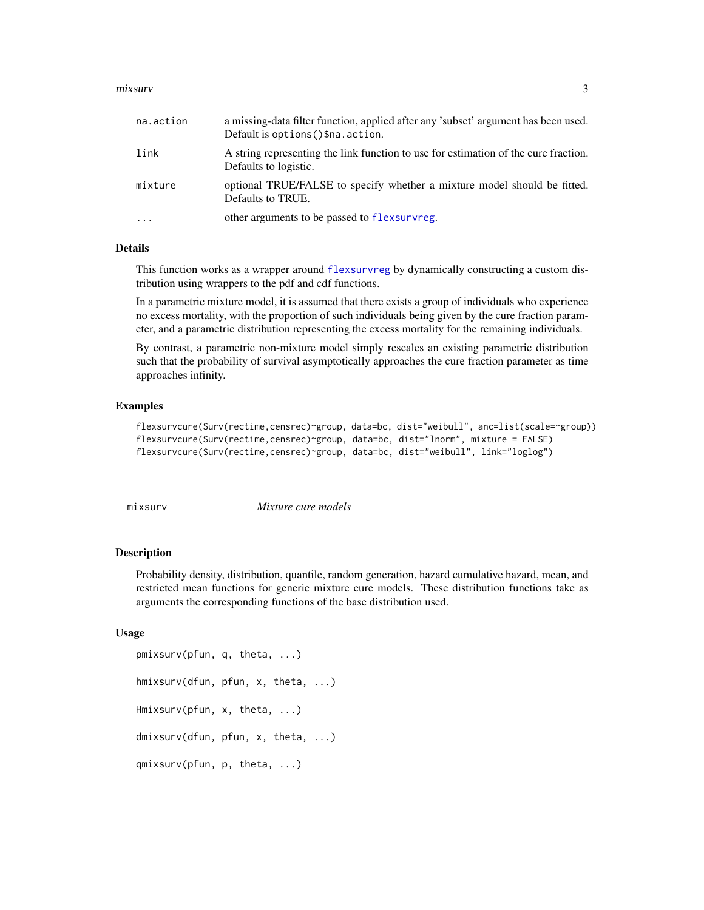| | |
|---|---|
| na.action | a missing-data filter function, applied after any 'subset' argument has been used. Default is `options()$na.action`. |
| link | A string representing the link function to use for estimation of the cure fraction. Defaults to logistic. |
| mixture | optional TRUE/FALSE to specify whether a mixture model should be fitted. Defaults to TRUE. |
| ... | other arguments to be passed to flexsurvreg. |

### Details

This function works as a wrapper around flexsurvreg by dynamically constructing a custom distribution using wrappers to the pdf and cdf functions.

In a parametric mixture model, it is assumed that there exists a group of individuals who experience no excess mortality, with the proportion of such individuals being given by the cure fraction parameter, and a parametric distribution representing the excess mortality for the remaining individuals.

By contrast, a parametric non-mixture model simply rescales an existing parametric distribution such that the probability of survival asymptotically approaches the cure fraction parameter as time approaches infinity.

### Examples

```
flexsurvcure(Surv(rectime,censrec)~group, data=bc, dist="weibull", anc=list(scale=~group))
flexsurvcure(Surv(rectime,censrec)~group, data=bc, dist="lnorm", mixture = FALSE)
flexsurvcure(Surv(rectime,censrec)~group, data=bc, dist="weibull", link="loglog")
```

---

## mixsurv *Mixture cure models*

### Description

Probability density, distribution, quantile, random generation, hazard cumulative hazard, mean, and restricted mean functions for generic mixture cure models. These distribution functions take as arguments the corresponding functions of the base distribution used.

### Usage

```
pmixsurv(pfun, q, theta, ...)

hmixsurv(dfun, pfun, x, theta, ...)

Hmixsurv(pfun, x, theta, ...)

dmixsurv(dfun, pfun, x, theta, ...)

qmixsurv(pfun, p, theta, ...)
```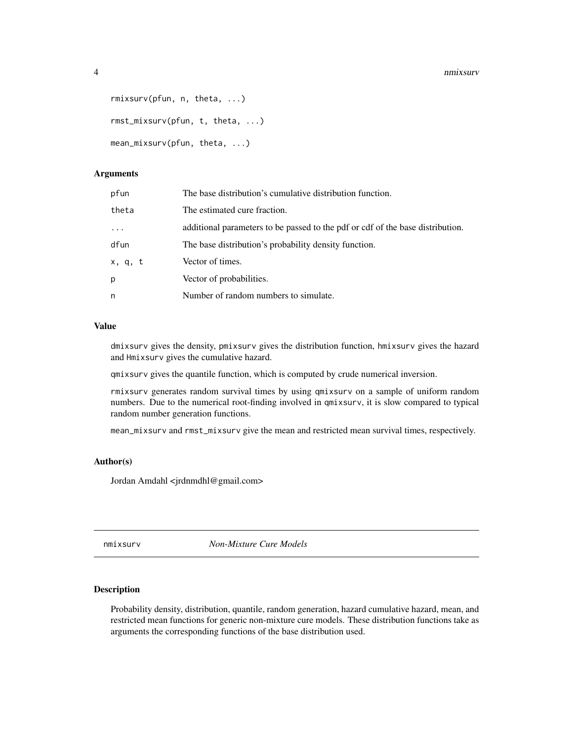```
rmixsurv(pfun, n, theta, ...)

rmst_mixsurv(pfun, t, theta, ...)

mean_mixsurv(pfun, theta, ...)
```

### Arguments

| | |
|---|---|
| pfun | The base distribution's cumulative distribution function. |
| theta | The estimated cure fraction. |
| ... | additional parameters to be passed to the pdf or cdf of the base distribution. |
| dfun | The base distribution's probability density function. |
| x, q, t | Vector of times. |
| p | Vector of probabilities. |
| n | Number of random numbers to simulate. |

### Value

`dmixsurv` gives the density, `pmixsurv` gives the distribution function, `hmixsurv` gives the hazard and `Hmixsurv` gives the cumulative hazard.

`qmixsurv` gives the quantile function, which is computed by crude numerical inversion.

`rmixsurv` generates random survival times by using `qmixsurv` on a sample of uniform random numbers. Due to the numerical root-finding involved in `qmixsurv`, it is slow compared to typical random number generation functions.

`mean_mixsurv` and `rmst_mixsurv` give the mean and restricted mean survival times, respectively.

### Author(s)

Jordan Amdahl <jrdnmdhl@gmail.com>

---

## nmixsurv — *Non-Mixture Cure Models*

### Description

Probability density, distribution, quantile, random generation, hazard cumulative hazard, mean, and restricted mean functions for generic non-mixture cure models. These distribution functions take as arguments the corresponding functions of the base distribution used.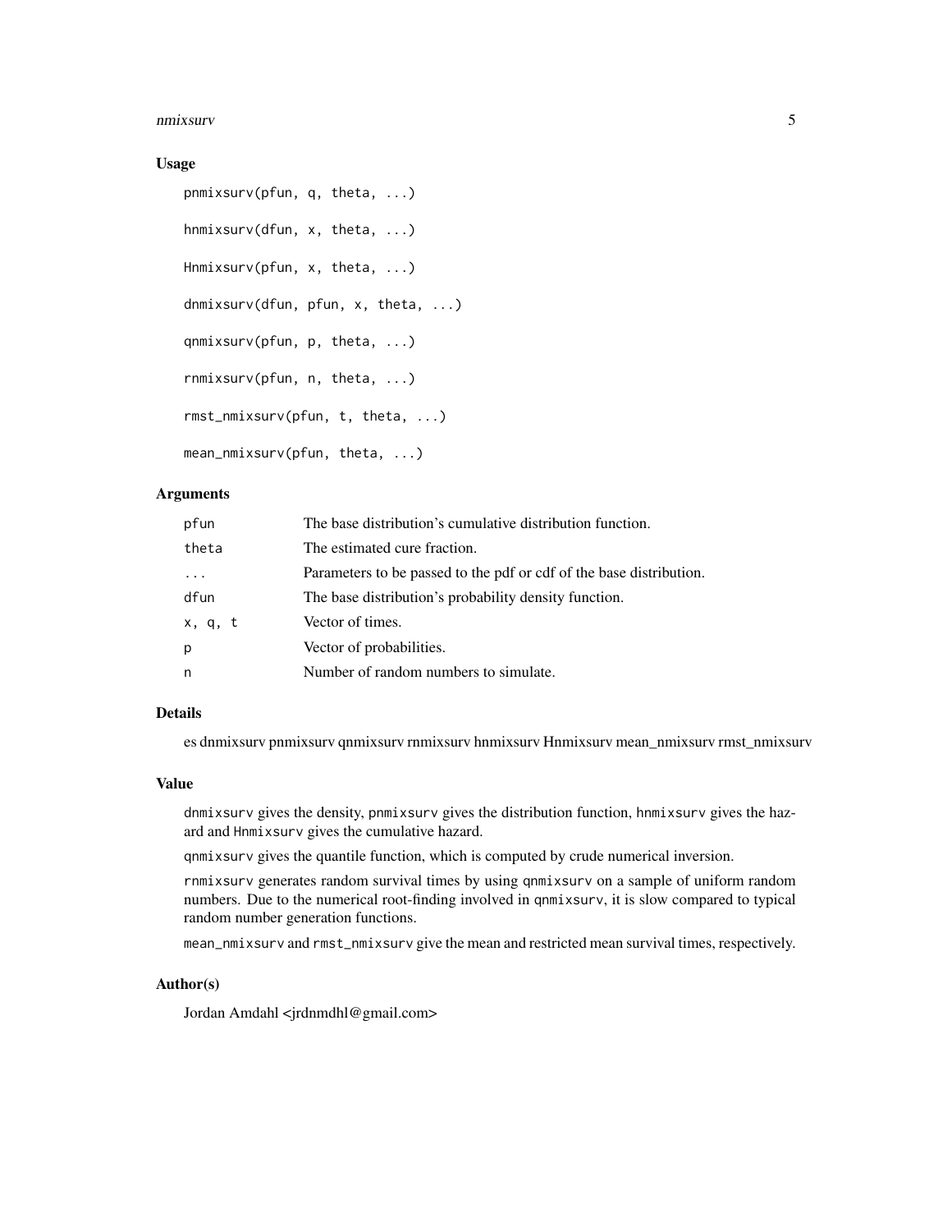### Usage

```
pnmixsurv(pfun, q, theta, ...)

hnmixsurv(dfun, x, theta, ...)

Hnmixsurv(pfun, x, theta, ...)

dnmixsurv(dfun, pfun, x, theta, ...)

qnmixsurv(pfun, p, theta, ...)

rnmixsurv(pfun, n, theta, ...)

rmst_nmixsurv(pfun, t, theta, ...)

mean_nmixsurv(pfun, theta, ...)
```

### Arguments

| | |
|---|---|
| pfun | The base distribution's cumulative distribution function. |
| theta | The estimated cure fraction. |
| ... | Parameters to be passed to the pdf or cdf of the base distribution. |
| dfun | The base distribution's probability density function. |
| x, q, t | Vector of times. |
| p | Vector of probabilities. |
| n | Number of random numbers to simulate. |

### Details

es dnmixsurv pnmixsurv qnmixsurv rnmixsurv hnmixsurv Hnmixsurv mean_nmixsurv rmst_nmixsurv

### Value

`dnmixsurv` gives the density, `pnmixsurv` gives the distribution function, `hnmixsurv` gives the hazard and `Hnmixsurv` gives the cumulative hazard.

`qnmixsurv` gives the quantile function, which is computed by crude numerical inversion.

`rnmixsurv` generates random survival times by using `qnmixsurv` on a sample of uniform random numbers. Due to the numerical root-finding involved in `qnmixsurv`, it is slow compared to typical random number generation functions.

`mean_nmixsurv` and `rmst_nmixsurv` give the mean and restricted mean survival times, respectively.

### Author(s)

Jordan Amdahl <jrdnmdhl@gmail.com>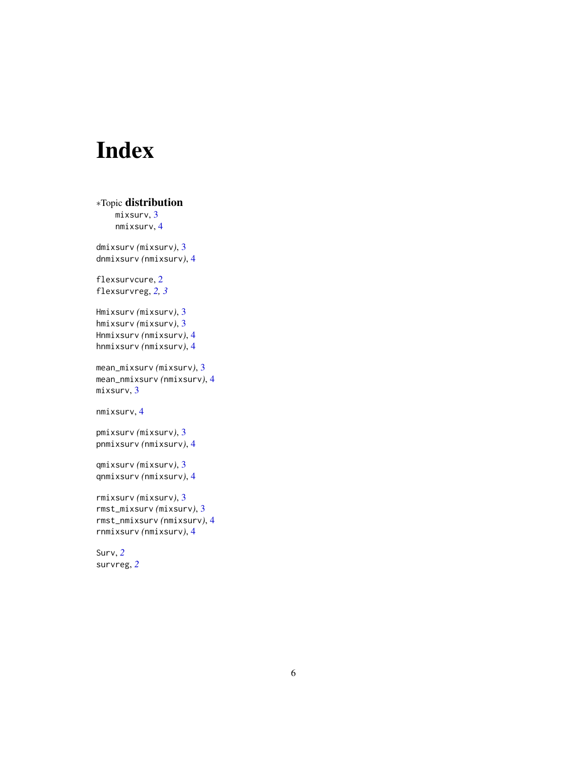# Index

∗Topic **distribution**

mixsurv, 3
nmixsurv, 4

dmixsurv *(*mixsurv*)*, 3
dnmixsurv *(*nmixsurv*)*, 4

flexsurvcure, 2
flexsurvreg, *2, 3*

Hmixsurv *(*mixsurv*)*, 3
hmixsurv *(*mixsurv*)*, 3
Hnmixsurv *(*nmixsurv*)*, 4
hnmixsurv *(*nmixsurv*)*, 4

mean_mixsurv *(*mixsurv*)*, 3
mean_nmixsurv *(*nmixsurv*)*, 4
mixsurv, 3

nmixsurv, 4

pmixsurv *(*mixsurv*)*, 3
pnmixsurv *(*nmixsurv*)*, 4

qmixsurv *(*mixsurv*)*, 3
qnmixsurv *(*nmixsurv*)*, 4

rmixsurv *(*mixsurv*)*, 3
rmst_mixsurv *(*mixsurv*)*, 3
rmst_nmixsurv *(*nmixsurv*)*, 4
rnmixsurv *(*nmixsurv*)*, 4

Surv, *2*
survreg, *2*